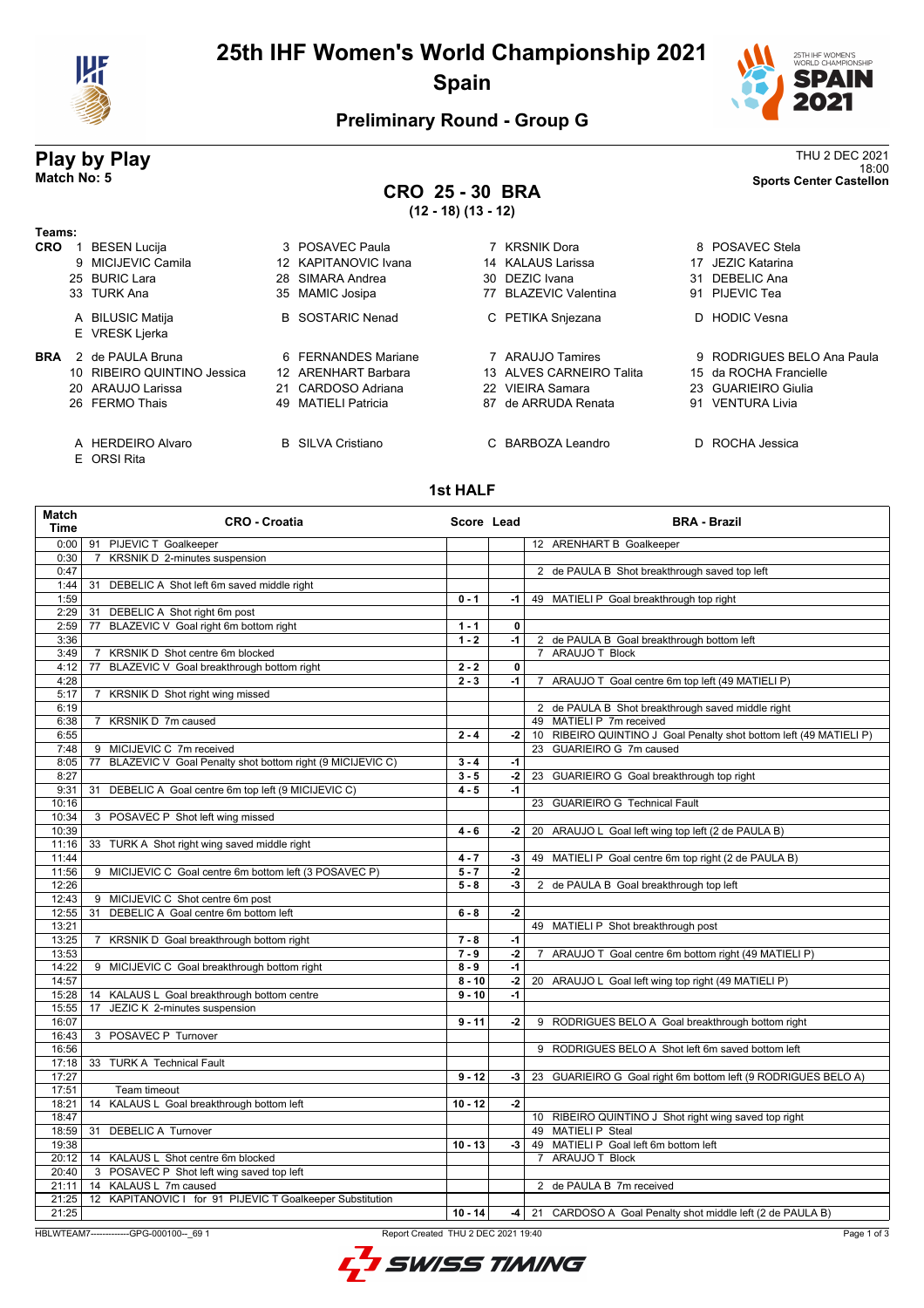# 25th IHF Women's World Championship 2021

## Spain

### Preliminary Round - Group G

## Play by Play

**Match No: 5**

THU 2 DEC 2021
18:00
**Sports Center Castellon**

### CRO 25 - 30 BRA

**(12 - 18) (13 - 12)**

**Teams:**

**CRO**
1 BESEN Lucija, 3 POSAVEC Paula, 7 KRSNIK Dora, 8 POSAVEC Stela
9 MICIJEVIC Camila, 12 KAPITANOVIC Ivana, 14 KALAUS Larissa, 17 JEZIC Katarina
25 BURIC Lara, 28 SIMARA Andrea, 30 DEZIC Ivana, 31 DEBELIC Ana
33 TURK Ana, 35 MAMIC Josipa, 77 BLAZEVIC Valentina, 91 PIJEVIC Tea

A BILUSIC Matija, B SOSTARIC Nenad, C PETIKA Snjezana, D HODIC Vesna
E VRESK Ljerka

**BRA**
2 de PAULA Bruna, 6 FERNANDES Mariane, 7 ARAUJO Tamires, 9 RODRIGUES BELO Ana Paula
10 RIBEIRO QUINTINO Jessica, 12 ARENHART Barbara, 13 ALVES CARNEIRO Talita, 15 da ROCHA Francielle
20 ARAUJO Larissa, 21 CARDOSO Adriana, 22 VIEIRA Samara, 23 GUARIEIRO Giulia
26 FERMO Thais, 49 MATIELI Patricia, 87 de ARRUDA Renata, 91 VENTURA Livia

A HERDEIRO Alvaro, B SILVA Cristiano, C BARBOZA Leandro, D ROCHA Jessica
E ORSI Rita

### 1st HALF

| Match Time | CRO - Croatia | Score | Lead | BRA - Brazil |
|---|---|---|---|---|
| 0:00 | 91 PIJEVIC T Goalkeeper | | | 12 ARENHART B Goalkeeper |
| 0:30 | 7 KRSNIK D 2-minutes suspension | | | |
| 0:47 | | | | 2 de PAULA B Shot breakthrough saved top left |
| 1:44 | 31 DEBELIC A Shot left 6m saved middle right | | | |
| 1:59 | | 0 - 1 | -1 | 49 MATIELI P Goal breakthrough top right |
| 2:29 | 31 DEBELIC A Shot right 6m post | | | |
| 2:59 | 77 BLAZEVIC V Goal right 6m bottom right | 1 - 1 | 0 | |
| 3:36 | | 1 - 2 | -1 | 2 de PAULA B Goal breakthrough bottom left |
| 3:49 | 7 KRSNIK D Shot centre 6m blocked | | | 7 ARAUJO T Block |
| 4:12 | 77 BLAZEVIC V Goal breakthrough bottom right | 2 - 2 | 0 | |
| 4:28 | | 2 - 3 | -1 | 7 ARAUJO T Goal centre 6m top left (49 MATIELI P) |
| 5:17 | 7 KRSNIK D Shot right wing missed | | | |
| 6:19 | | | | 2 de PAULA B Shot breakthrough saved middle right |
| 6:38 | 7 KRSNIK D 7m caused | | | 49 MATIELI P 7m received |
| 6:55 | | 2 - 4 | -2 | 10 RIBEIRO QUINTINO J Goal Penalty shot bottom left (49 MATIELI P) |
| 7:48 | 9 MICIJEVIC C 7m received | | | 23 GUARIEIRO G 7m caused |
| 8:05 | 77 BLAZEVIC V Goal Penalty shot bottom right (9 MICIJEVIC C) | 3 - 4 | -1 | |
| 8:27 | | 3 - 5 | -2 | 23 GUARIEIRO G Goal breakthrough top right |
| 9:31 | 31 DEBELIC A Goal centre 6m top left (9 MICIJEVIC C) | 4 - 5 | -1 | |
| 10:16 | | | | 23 GUARIEIRO G Technical Fault |
| 10:34 | 3 POSAVEC P Shot left wing missed | | | |
| 10:39 | | 4 - 6 | -2 | 20 ARAUJO L Goal left wing top left (2 de PAULA B) |
| 11:16 | 33 TURK A Shot right wing saved middle right | | | |
| 11:44 | | 4 - 7 | -3 | 49 MATIELI P Goal centre 6m top right (2 de PAULA B) |
| 11:56 | 9 MICIJEVIC C Goal centre 6m bottom left (3 POSAVEC P) | 5 - 7 | -2 | |
| 12:26 | | 5 - 8 | -3 | 2 de PAULA B Goal breakthrough top left |
| 12:43 | 9 MICIJEVIC C Shot centre 6m post | | | |
| 12:55 | 31 DEBELIC A Goal centre 6m bottom left | 6 - 8 | -2 | |
| 13:21 | | | | 49 MATIELI P Shot breakthrough post |
| 13:25 | 7 KRSNIK D Goal breakthrough bottom right | 7 - 8 | -1 | |
| 13:53 | | 7 - 9 | -2 | 7 ARAUJO T Goal centre 6m bottom right (49 MATIELI P) |
| 14:22 | 9 MICIJEVIC C Goal breakthrough bottom right | 8 - 9 | -1 | |
| 14:57 | | 8 - 10 | -2 | 20 ARAUJO L Goal left wing top right (49 MATIELI P) |
| 15:28 | 14 KALAUS L Goal breakthrough bottom centre | 9 - 10 | -1 | |
| 15:55 | 17 JEZIC K 2-minutes suspension | | | |
| 16:07 | | 9 - 11 | -2 | 9 RODRIGUES BELO A Goal breakthrough bottom right |
| 16:43 | 3 POSAVEC P Turnover | | | |
| 16:56 | | | | 9 RODRIGUES BELO A Shot left 6m saved bottom left |
| 17:18 | 33 TURK A Technical Fault | | | |
| 17:27 | | 9 - 12 | -3 | 23 GUARIEIRO G Goal right 6m bottom left (9 RODRIGUES BELO A) |
| 17:51 | Team timeout | | | |
| 18:21 | 14 KALAUS L Goal breakthrough bottom left | 10 - 12 | -2 | |
| 18:47 | | | | 10 RIBEIRO QUINTINO J Shot right wing saved top right |
| 18:59 | 31 DEBELIC A Turnover | | | 49 MATIELI P Steal |
| 19:38 | | 10 - 13 | -3 | 49 MATIELI P Goal left 6m bottom left |
| 20:12 | 14 KALAUS L Shot centre 6m blocked | | | 7 ARAUJO T Block |
| 20:40 | 3 POSAVEC P Shot left wing saved top left | | | |
| 21:11 | 14 KALAUS L 7m caused | | | 2 de PAULA B 7m received |
| 21:25 | 12 KAPITANOVIC I for 91 PIJEVIC T Goalkeeper Substitution | | | |
| 21:25 | | 10 - 14 | -4 | 21 CARDOSO A Goal Penalty shot middle left (2 de PAULA B) |

HBLWTEAM7-------------GPG-000100--_69 1 Report Created THU 2 DEC 2021 19:40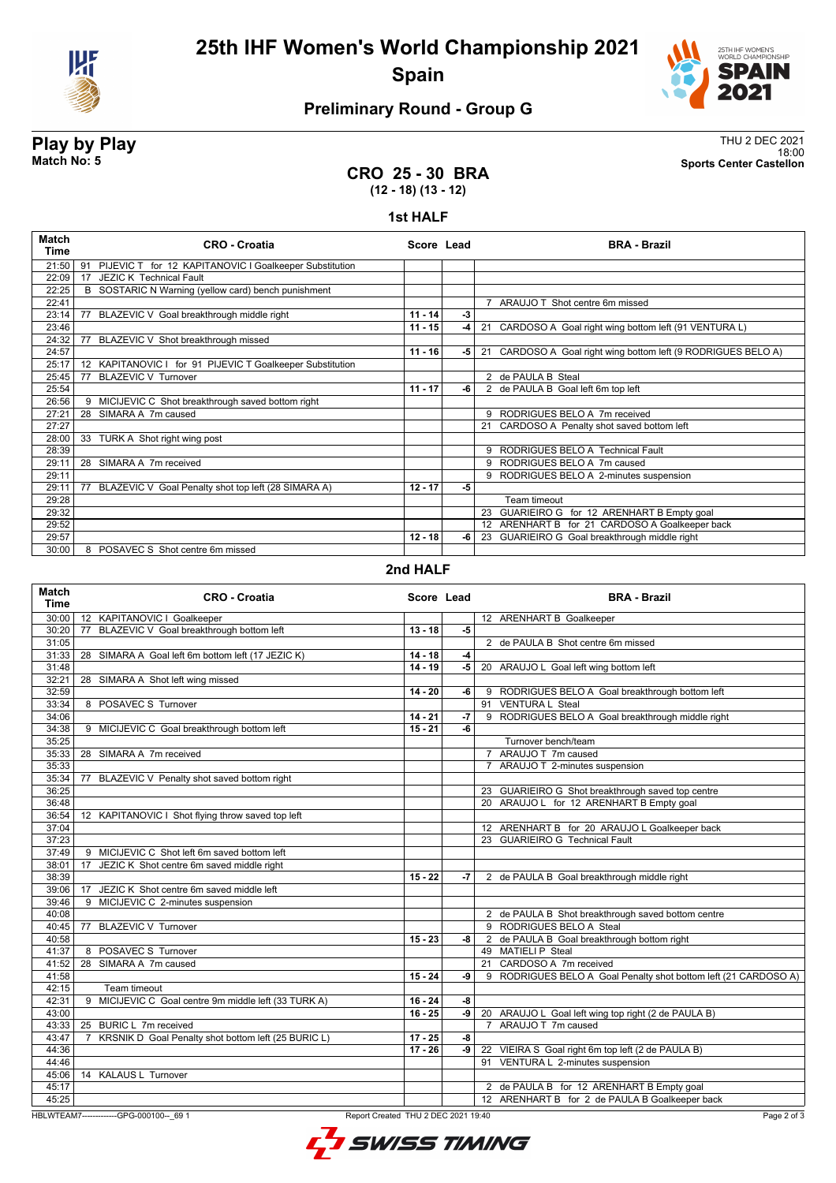# 25th IHF Women's World Championship 2021

## Spain

### Preliminary Round - Group G

**Play by Play**
**Match No: 5**

THU 2 DEC 2021
18:00
**Sports Center Castellon**

## CRO 25 - 30 BRA

**(12 - 18) (13 - 12)**

### 1st HALF

| Match Time | CRO - Croatia | Score | Lead | BRA - Brazil |
|---|---|---|---|---|
| 21:50 | 91 PIJEVIC T for 12 KAPITANOVIC I Goalkeeper Substitution | | | |
| 22:09 | 17 JEZIC K Technical Fault | | | |
| 22:25 | B SOSTARIC N Warning (yellow card) bench punishment | | | |
| 22:41 | | | | 7 ARAUJO T Shot centre 6m missed |
| 23:14 | 77 BLAZEVIC V Goal breakthrough middle right | 11 - 14 | -3 | |
| 23:46 | | 11 - 15 | -4 | 21 CARDOSO A Goal right wing bottom left (91 VENTURA L) |
| 24:32 | 77 BLAZEVIC V Shot breakthrough missed | | | |
| 24:57 | | 11 - 16 | -5 | 21 CARDOSO A Goal right wing bottom left (9 RODRIGUES BELO A) |
| 25:17 | 12 KAPITANOVIC I for 91 PIJEVIC T Goalkeeper Substitution | | | |
| 25:45 | 77 BLAZEVIC V Turnover | | | 2 de PAULA B Steal |
| 25:54 | | 11 - 17 | -6 | 2 de PAULA B Goal left 6m top left |
| 26:56 | 9 MICIJEVIC C Shot breakthrough saved bottom right | | | |
| 27:21 | 28 SIMARA A 7m caused | | | 9 RODRIGUES BELO A 7m received |
| 27:27 | | | | 21 CARDOSO A Penalty shot saved bottom left |
| 28:00 | 33 TURK A Shot right wing post | | | |
| 28:39 | | | | 9 RODRIGUES BELO A Technical Fault |
| 29:11 | 28 SIMARA A 7m received | | | 9 RODRIGUES BELO A 7m caused |
| 29:11 | | | | 9 RODRIGUES BELO A 2-minutes suspension |
| 29:11 | 77 BLAZEVIC V Goal Penalty shot top left (28 SIMARA A) | 12 - 17 | -5 | |
| 29:28 | | | | Team timeout |
| 29:32 | | | | 23 GUARIEIRO G for 12 ARENHART B Empty goal |
| 29:52 | | | | 12 ARENHART B for 21 CARDOSO A Goalkeeper back |
| 29:57 | | 12 - 18 | -6 | 23 GUARIEIRO G Goal breakthrough middle right |
| 30:00 | 8 POSAVEC S Shot centre 6m missed | | | |

### 2nd HALF

| Match Time | CRO - Croatia | Score | Lead | BRA - Brazil |
|---|---|---|---|---|
| 30:00 | 12 KAPITANOVIC I Goalkeeper | | | 12 ARENHART B Goalkeeper |
| 30:20 | 77 BLAZEVIC V Goal breakthrough bottom left | 13 - 18 | -5 | |
| 31:05 | | | | 2 de PAULA B Shot centre 6m missed |
| 31:33 | 28 SIMARA A Goal left 6m bottom left (17 JEZIC K) | 14 - 18 | -4 | |
| 31:48 | | 14 - 19 | -5 | 20 ARAUJO L Goal left wing bottom left |
| 32:21 | 28 SIMARA A Shot left wing missed | | | |
| 32:59 | | 14 - 20 | -6 | 9 RODRIGUES BELO A Goal breakthrough bottom left |
| 33:34 | 8 POSAVEC S Turnover | | | 91 VENTURA L Steal |
| 34:06 | | 14 - 21 | -7 | 9 RODRIGUES BELO A Goal breakthrough middle right |
| 34:38 | 9 MICIJEVIC C Goal breakthrough bottom left | 15 - 21 | -6 | |
| 35:25 | | | | Turnover bench/team |
| 35:33 | 28 SIMARA A 7m received | | | 7 ARAUJO T 7m caused |
| 35:33 | | | | 7 ARAUJO T 2-minutes suspension |
| 35:34 | 77 BLAZEVIC V Penalty shot saved bottom right | | | |
| 36:25 | | | | 23 GUARIEIRO G Shot breakthrough saved top centre |
| 36:48 | | | | 20 ARAUJO L for 12 ARENHART B Empty goal |
| 36:54 | 12 KAPITANOVIC I Shot flying throw saved top left | | | |
| 37:04 | | | | 12 ARENHART B for 20 ARAUJO L Goalkeeper back |
| 37:23 | | | | 23 GUARIEIRO G Technical Fault |
| 37:49 | 9 MICIJEVIC C Shot left 6m saved bottom left | | | |
| 38:01 | 17 JEZIC K Shot centre 6m saved middle right | | | |
| 38:39 | | 15 - 22 | -7 | 2 de PAULA B Goal breakthrough middle right |
| 39:06 | 17 JEZIC K Shot centre 6m saved middle left | | | |
| 39:46 | 9 MICIJEVIC C 2-minutes suspension | | | |
| 40:08 | | | | 2 de PAULA B Shot breakthrough saved bottom centre |
| 40:45 | 77 BLAZEVIC V Turnover | | | 9 RODRIGUES BELO A Steal |
| 40:58 | | 15 - 23 | -8 | 2 de PAULA B Goal breakthrough bottom right |
| 41:37 | 8 POSAVEC S Turnover | | | 49 MATIELI P Steal |
| 41:52 | 28 SIMARA A 7m caused | | | 21 CARDOSO A 7m received |
| 41:58 | | 15 - 24 | -9 | 9 RODRIGUES BELO A Goal Penalty shot bottom left (21 CARDOSO A) |
| 42:15 | Team timeout | | | |
| 42:31 | 9 MICIJEVIC C Goal centre 9m middle left (33 TURK A) | 16 - 24 | -8 | |
| 43:00 | | 16 - 25 | -9 | 20 ARAUJO L Goal left wing top right (2 de PAULA B) |
| 43:33 | 25 BURIC L 7m received | | | 7 ARAUJO T 7m caused |
| 43:47 | 7 KRSNIK D Goal Penalty shot bottom left (25 BURIC L) | 17 - 25 | -8 | |
| 44:36 | | 17 - 26 | -9 | 22 VIEIRA S Goal right 6m top left (2 de PAULA B) |
| 44:46 | | | | 91 VENTURA L 2-minutes suspension |
| 45:06 | 14 KALAUS L Turnover | | | |
| 45:17 | | | | 2 de PAULA B for 12 ARENHART B Empty goal |
| 45:25 | | | | 12 ARENHART B for 2 de PAULA B Goalkeeper back |

HBLWTEAM7-------------GPG-000100--_69 1 Report Created THU 2 DEC 2021 19:40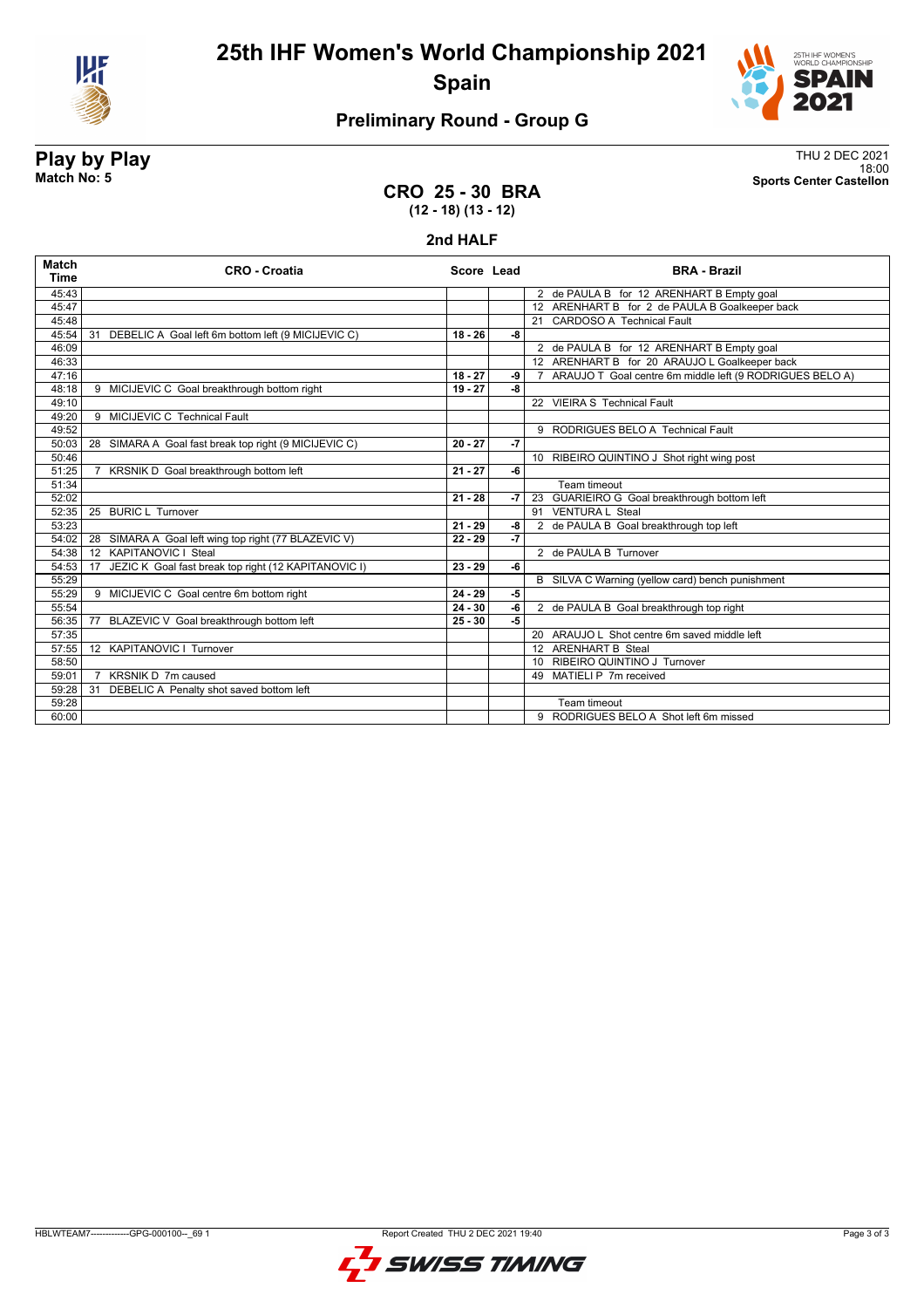# 25th IHF Women's World Championship 2021

## Spain

### Preliminary Round - Group G

**Play by Play**
**Match No: 5**

THU 2 DEC 2021
18:00
**Sports Center Castellon**

## CRO 25 - 30 BRA
**(12 - 18) (13 - 12)**

### 2nd HALF

| Match Time | CRO - Croatia | Score | Lead | BRA - Brazil |
|---|---|---|---|---|
| 45:43 | | | | 2 de PAULA B for 12 ARENHART B Empty goal |
| 45:47 | | | | 12 ARENHART B for 2 de PAULA B Goalkeeper back |
| 45:48 | | | | 21 CARDOSO A Technical Fault |
| 45:54 | 31 DEBELIC A Goal left 6m bottom left (9 MICIJEVIC C) | 18 - 26 | -8 | |
| 46:09 | | | | 2 de PAULA B for 12 ARENHART B Empty goal |
| 46:33 | | | | 12 ARENHART B for 20 ARAUJO L Goalkeeper back |
| 47:16 | | 18 - 27 | -9 | 7 ARAUJO T Goal centre 6m middle left (9 RODRIGUES BELO A) |
| 48:18 | 9 MICIJEVIC C Goal breakthrough bottom right | 19 - 27 | -8 | |
| 49:10 | | | | 22 VIEIRA S Technical Fault |
| 49:20 | 9 MICIJEVIC C Technical Fault | | | |
| 49:52 | | | | 9 RODRIGUES BELO A Technical Fault |
| 50:03 | 28 SIMARA A Goal fast break top right (9 MICIJEVIC C) | 20 - 27 | -7 | |
| 50:46 | | | | 10 RIBEIRO QUINTINO J Shot right wing post |
| 51:25 | 7 KRSNIK D Goal breakthrough bottom left | 21 - 27 | -6 | |
| 51:34 | | | | Team timeout |
| 52:02 | | 21 - 28 | -7 | 23 GUARIEIRO G Goal breakthrough bottom left |
| 52:35 | 25 BURIC L Turnover | | | 91 VENTURA L Steal |
| 53:23 | | 21 - 29 | -8 | 2 de PAULA B Goal breakthrough top left |
| 54:02 | 28 SIMARA A Goal left wing top right (77 BLAZEVIC V) | 22 - 29 | -7 | |
| 54:38 | 12 KAPITANOVIC I Steal | | | 2 de PAULA B Turnover |
| 54:53 | 17 JEZIC K Goal fast break top right (12 KAPITANOVIC I) | 23 - 29 | -6 | |
| 55:29 | | | | B SILVA C Warning (yellow card) bench punishment |
| 55:29 | 9 MICIJEVIC C Goal centre 6m bottom right | 24 - 29 | -5 | |
| 55:54 | | 24 - 30 | -6 | 2 de PAULA B Goal breakthrough top right |
| 56:35 | 77 BLAZEVIC V Goal breakthrough bottom left | 25 - 30 | -5 | |
| 57:35 | | | | 20 ARAUJO L Shot centre 6m saved middle left |
| 57:55 | 12 KAPITANOVIC I Turnover | | | 12 ARENHART B Steal |
| 58:50 | | | | 10 RIBEIRO QUINTINO J Turnover |
| 59:01 | 7 KRSNIK D 7m caused | | | 49 MATIELI P 7m received |
| 59:28 | 31 DEBELIC A Penalty shot saved bottom left | | | |
| 59:28 | | | | Team timeout |
| 60:00 | | | | 9 RODRIGUES BELO A Shot left 6m missed |

HBLWTEAM7-------------GPG-000100--_69 1 Report Created THU 2 DEC 2021 19:40